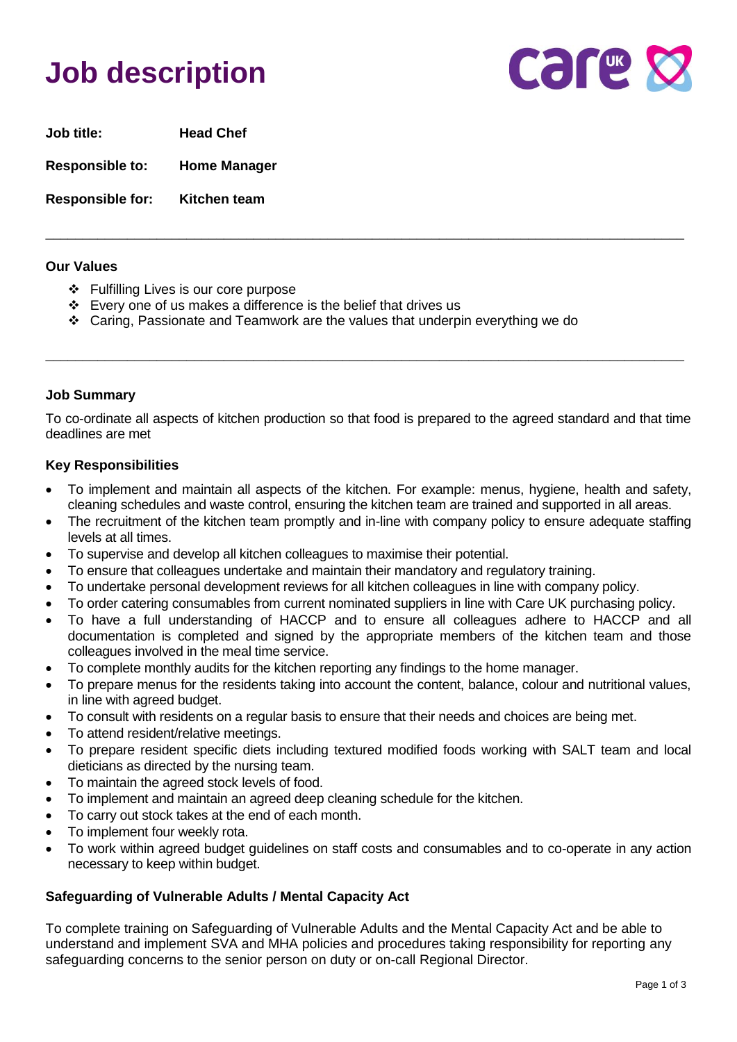# Job description

**Job title:** **Head Chef**

**Responsible to:** **Home Manager**

**Responsible for:** **Kitchen team**

---

### Our Values

- Fulfilling Lives is our core purpose
- Every one of us makes a difference is the belief that drives us
- Caring, Passionate and Teamwork are the values that underpin everything we do

---

### Job Summary

To co-ordinate all aspects of kitchen production so that food is prepared to the agreed standard and that time deadlines are met

### Key Responsibilities

- To implement and maintain all aspects of the kitchen. For example: menus, hygiene, health and safety, cleaning schedules and waste control, ensuring the kitchen team are trained and supported in all areas.
- The recruitment of the kitchen team promptly and in-line with company policy to ensure adequate staffing levels at all times.
- To supervise and develop all kitchen colleagues to maximise their potential.
- To ensure that colleagues undertake and maintain their mandatory and regulatory training.
- To undertake personal development reviews for all kitchen colleagues in line with company policy.
- To order catering consumables from current nominated suppliers in line with Care UK purchasing policy.
- To have a full understanding of HACCP and to ensure all colleagues adhere to HACCP and all documentation is completed and signed by the appropriate members of the kitchen team and those colleagues involved in the meal time service.
- To complete monthly audits for the kitchen reporting any findings to the home manager.
- To prepare menus for the residents taking into account the content, balance, colour and nutritional values, in line with agreed budget.
- To consult with residents on a regular basis to ensure that their needs and choices are being met.
- To attend resident/relative meetings.
- To prepare resident specific diets including textured modified foods working with SALT team and local dieticians as directed by the nursing team.
- To maintain the agreed stock levels of food.
- To implement and maintain an agreed deep cleaning schedule for the kitchen.
- To carry out stock takes at the end of each month.
- To implement four weekly rota.
- To work within agreed budget guidelines on staff costs and consumables and to co-operate in any action necessary to keep within budget.

### Safeguarding of Vulnerable Adults / Mental Capacity Act

To complete training on Safeguarding of Vulnerable Adults and the Mental Capacity Act and be able to understand and implement SVA and MHA policies and procedures taking responsibility for reporting any safeguarding concerns to the senior person on duty or on-call Regional Director.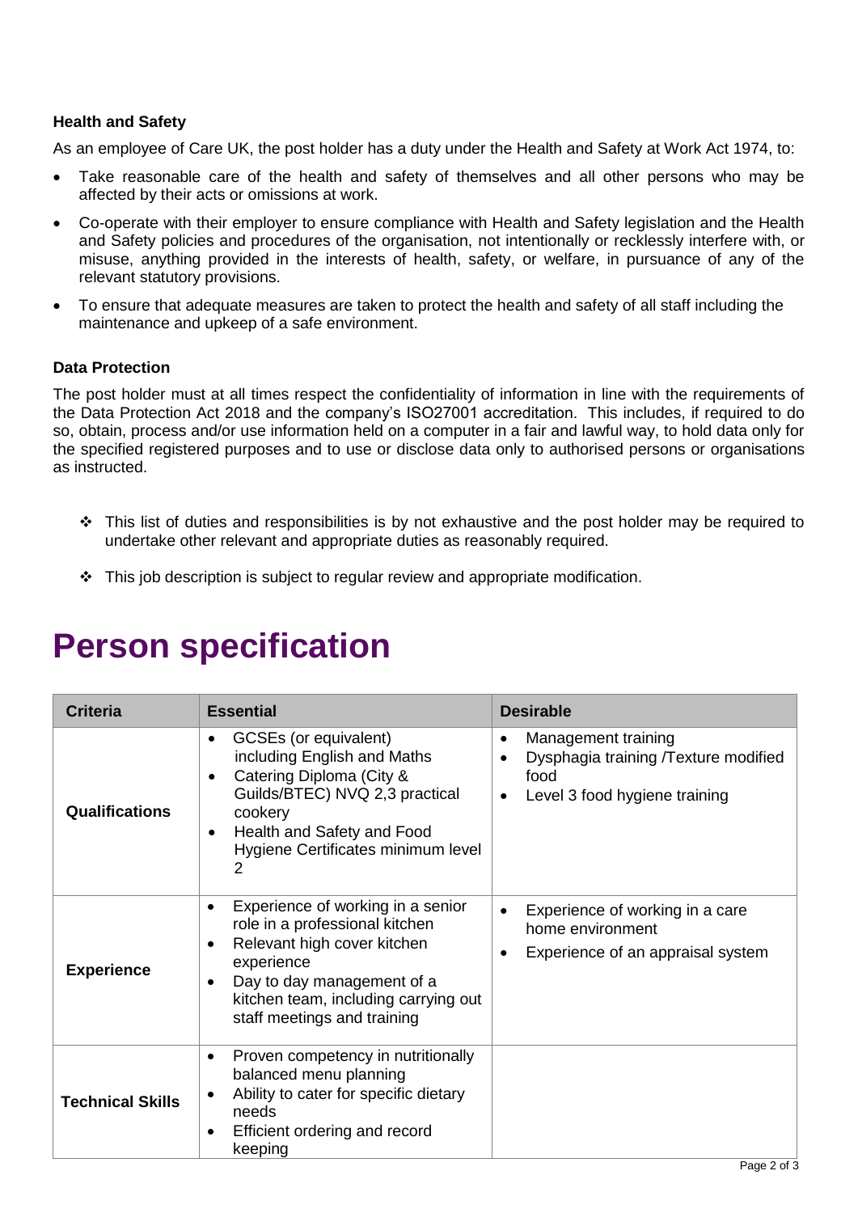**Health and Safety**

As an employee of Care UK, the post holder has a duty under the Health and Safety at Work Act 1974, to:

- Take reasonable care of the health and safety of themselves and all other persons who may be affected by their acts or omissions at work.
- Co-operate with their employer to ensure compliance with Health and Safety legislation and the Health and Safety policies and procedures of the organisation, not intentionally or recklessly interfere with, or misuse, anything provided in the interests of health, safety, or welfare, in pursuance of any of the relevant statutory provisions.
- To ensure that adequate measures are taken to protect the health and safety of all staff including the maintenance and upkeep of a safe environment.

**Data Protection**

The post holder must at all times respect the confidentiality of information in line with the requirements of the Data Protection Act 2018 and the company's ISO27001 accreditation. This includes, if required to do so, obtain, process and/or use information held on a computer in a fair and lawful way, to hold data only for the specified registered purposes and to use or disclose data only to authorised persons or organisations as instructed.

- ❖ This list of duties and responsibilities is by not exhaustive and the post holder may be required to undertake other relevant and appropriate duties as reasonably required.
- ❖ This job description is subject to regular review and appropriate modification.

# Person specification

| Criteria | Essential | Desirable |
|---|---|---|
| **Qualifications** | • GCSEs (or equivalent) including English and Maths<br>• Catering Diploma (City & Guilds/BTEC) NVQ 2,3 practical cookery<br>• Health and Safety and Food Hygiene Certificates minimum level 2 | • Management training<br>• Dysphagia training /Texture modified food<br>• Level 3 food hygiene training |
| **Experience** | • Experience of working in a senior role in a professional kitchen<br>• Relevant high cover kitchen experience<br>• Day to day management of a kitchen team, including carrying out staff meetings and training | • Experience of working in a care home environment<br>• Experience of an appraisal system |
| **Technical Skills** | • Proven competency in nutritionally balanced menu planning<br>• Ability to cater for specific dietary needs<br>• Efficient ordering and record keeping | |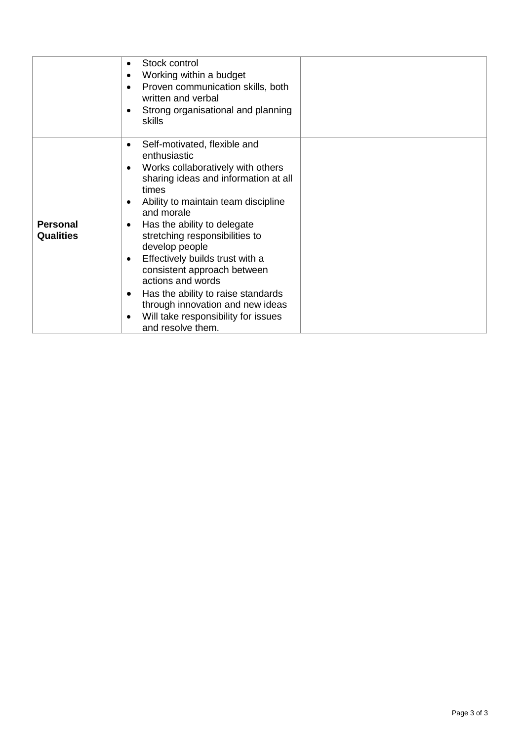| | | |
|---|---|---|
| | • Stock control<br>• Working within a budget<br>• Proven communication skills, both written and verbal<br>• Strong organisational and planning skills | |
| **Personal Qualities** | • Self-motivated, flexible and enthusiastic<br>• Works collaboratively with others sharing ideas and information at all times<br>• Ability to maintain team discipline and morale<br>• Has the ability to delegate stretching responsibilities to develop people<br>• Effectively builds trust with a consistent approach between actions and words<br>• Has the ability to raise standards through innovation and new ideas<br>• Will take responsibility for issues and resolve them. | |